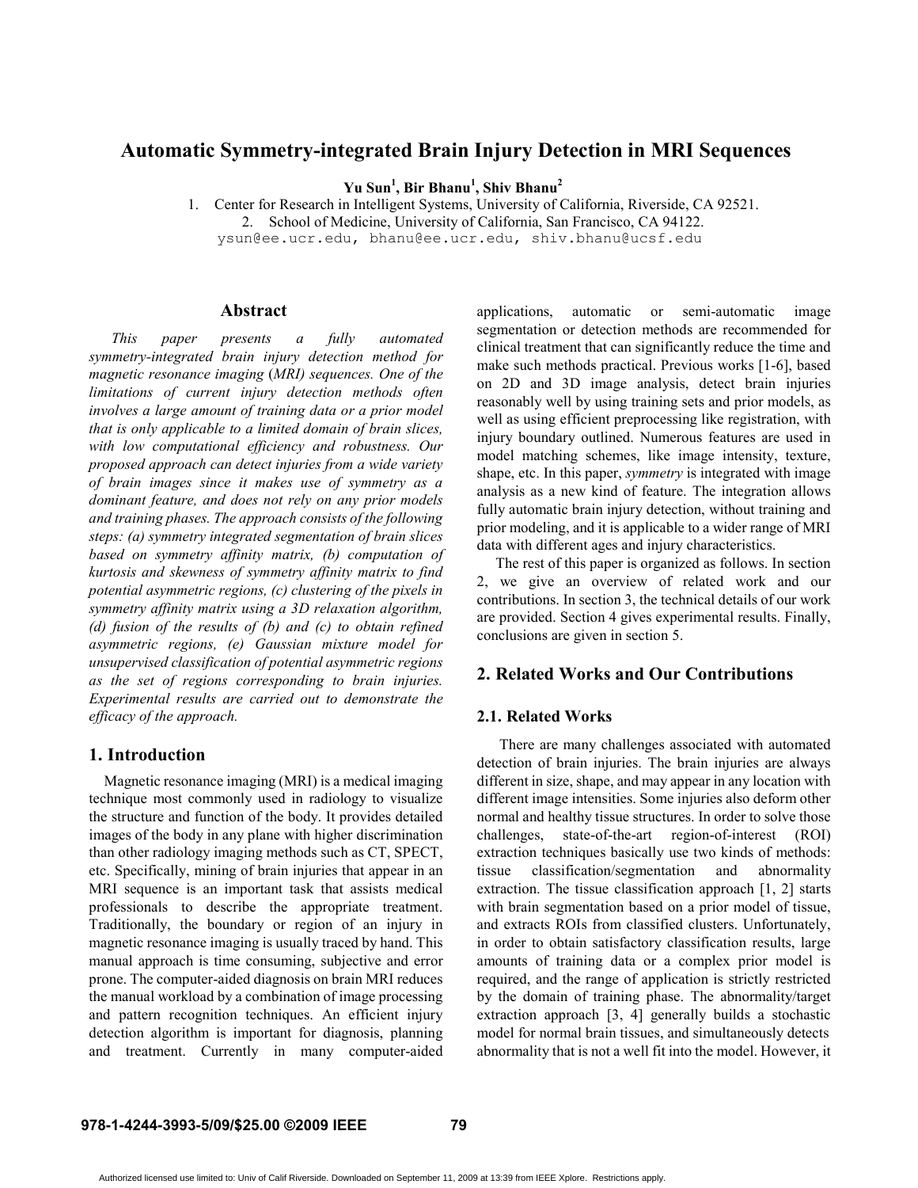# Automatic Symmetry-integrated Brain Injury Detection in MRI Sequences

**Yu Sun[1], Bir Bhanu[1], Shiv Bhanu[2]**

1. Center for Research in Intelligent Systems, University of California, Riverside, CA 92521.
2. School of Medicine, University of California, San Francisco, CA 94122.

ysun@ee.ucr.edu, bhanu@ee.ucr.edu, shiv.bhanu@ucsf.edu

## Abstract

*This paper presents a fully automated symmetry-integrated brain injury detection method for magnetic resonance imaging (MRI) sequences. One of the limitations of current injury detection methods often involves a large amount of training data or a prior model that is only applicable to a limited domain of brain slices, with low computational efficiency and robustness. Our proposed approach can detect injuries from a wide variety of brain images since it makes use of symmetry as a dominant feature, and does not rely on any prior models and training phases. The approach consists of the following steps: (a) symmetry integrated segmentation of brain slices based on symmetry affinity matrix, (b) computation of kurtosis and skewness of symmetry affinity matrix to find potential asymmetric regions, (c) clustering of the pixels in symmetry affinity matrix using a 3D relaxation algorithm, (d) fusion of the results of (b) and (c) to obtain refined asymmetric regions, (e) Gaussian mixture model for unsupervised classification of potential asymmetric regions as the set of regions corresponding to brain injuries. Experimental results are carried out to demonstrate the efficacy of the approach.*

## 1. Introduction

Magnetic resonance imaging (MRI) is a medical imaging technique most commonly used in radiology to visualize the structure and function of the body. It provides detailed images of the body in any plane with higher discrimination than other radiology imaging methods such as CT, SPECT, etc. Specifically, mining of brain injuries that appear in an MRI sequence is an important task that assists medical professionals to describe the appropriate treatment. Traditionally, the boundary or region of an injury in magnetic resonance imaging is usually traced by hand. This manual approach is time consuming, subjective and error prone. The computer-aided diagnosis on brain MRI reduces the manual workload by a combination of image processing and pattern recognition techniques. An efficient injury detection algorithm is important for diagnosis, planning and treatment. Currently in many computer-aided applications, automatic or semi-automatic image segmentation or detection methods are recommended for clinical treatment that can significantly reduce the time and make such methods practical. Previous works [1-6], based on 2D and 3D image analysis, detect brain injuries reasonably well by using training sets and prior models, as well as using efficient preprocessing like registration, with injury boundary outlined. Numerous features are used in model matching schemes, like image intensity, texture, shape, etc. In this paper, *symmetry* is integrated with image analysis as a new kind of feature. The integration allows fully automatic brain injury detection, without training and prior modeling, and it is applicable to a wider range of MRI data with different ages and injury characteristics.

The rest of this paper is organized as follows. In section 2, we give an overview of related work and our contributions. In section 3, the technical details of our work are provided. Section 4 gives experimental results. Finally, conclusions are given in section 5.

## 2. Related Works and Our Contributions

### 2.1. Related Works

There are many challenges associated with automated detection of brain injuries. The brain injuries are always different in size, shape, and may appear in any location with different image intensities. Some injuries also deform other normal and healthy tissue structures. In order to solve those challenges, state-of-the-art region-of-interest (ROI) extraction techniques basically use two kinds of methods: tissue classification/segmentation and abnormality extraction. The tissue classification approach [1, 2] starts with brain segmentation based on a prior model of tissue, and extracts ROIs from classified clusters. Unfortunately, in order to obtain satisfactory classification results, large amounts of training data or a complex prior model is required, and the range of application is strictly restricted by the domain of training phase. The abnormality/target extraction approach [3, 4] generally builds a stochastic model for normal brain tissues, and simultaneously detects abnormality that is not a well fit into the model. However, it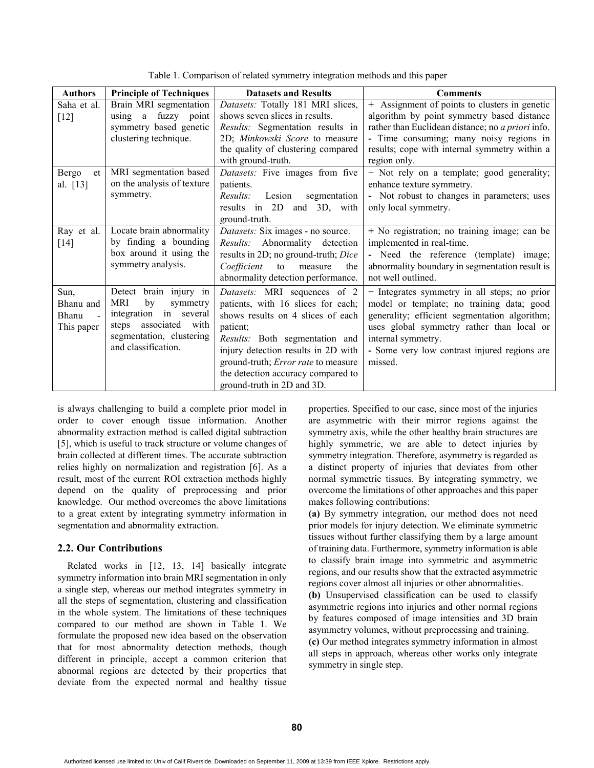Table 1. Comparison of related symmetry integration methods and this paper

| Authors | Principle of Techniques | Datasets and Results | Comments |
| --- | --- | --- | --- |
| Saha et al. [12] | Brain MRI segmentation using a fuzzy point symmetry based genetic clustering technique. | *Datasets:* Totally 181 MRI slices, shows seven slices in results. *Results:* Segmentation results in 2D; *Minkowski Score* to measure the quality of clustering compared with ground-truth. | + Assignment of points to clusters in genetic algorithm by point symmetry based distance rather than Euclidean distance; no *a priori* info. - Time consuming; many noisy regions in results; cope with internal symmetry within a region only. |
| Bergo et al. [13] | MRI segmentation based on the analysis of texture symmetry. | *Datasets:* Five images from five patients. *Results:* Lesion segmentation results in 2D and 3D, with ground-truth. | + Not rely on a template; good generality; enhance texture symmetry. - Not robust to changes in parameters; uses only local symmetry. |
| Ray et al. [14] | Locate brain abnormality by finding a bounding box around it using the symmetry analysis. | *Datasets:* Six images - no source. *Results:* Abnormality detection results in 2D; no ground-truth; *Dice Coefficient* to measure the abnormality detection performance. | + No registration; no training image; can be implemented in real-time. - Need the reference (template) image; abnormality boundary in segmentation result is not well outlined. |
| Sun, Bhanu and Bhanu - This paper | Detect brain injury in MRI by symmetry integration in several steps associated with segmentation, clustering and classification. | *Datasets:* MRI sequences of 2 patients, with 16 slices for each; shows results on 4 slices of each patient; *Results:* Both segmentation and injury detection results in 2D with ground-truth; *Error rate* to measure the detection accuracy compared to ground-truth in 2D and 3D. | + Integrates symmetry in all steps; no prior model or template; no training data; good generality; efficient segmentation algorithm; uses global symmetry rather than local or internal symmetry. - Some very low contrast injured regions are missed. |

is always challenging to build a complete prior model in order to cover enough tissue information. Another abnormality extraction method is called digital subtraction [5], which is useful to track structure or volume changes of brain collected at different times. The accurate subtraction relies highly on normalization and registration [6]. As a result, most of the current ROI extraction methods highly depend on the quality of preprocessing and prior knowledge. Our method overcomes the above limitations to a great extent by integrating symmetry information in segmentation and abnormality extraction.

## 2.2. Our Contributions

Related works in [12, 13, 14] basically integrate symmetry information into brain MRI segmentation in only a single step, whereas our method integrates symmetry in all the steps of segmentation, clustering and classification in the whole system. The limitations of these techniques compared to our method are shown in Table 1. We formulate the proposed new idea based on the observation that for most abnormality detection methods, though different in principle, accept a common criterion that abnormal regions are detected by their properties that deviate from the expected normal and healthy tissue properties. Specified to our case, since most of the injuries are asymmetric with their mirror regions against the symmetry axis, while the other healthy brain structures are highly symmetric, we are able to detect injuries by symmetry integration. Therefore, asymmetry is regarded as a distinct property of injuries that deviates from other normal symmetric tissues. By integrating symmetry, we overcome the limitations of other approaches and this paper makes following contributions:

**(a)** By symmetry integration, our method does not need prior models for injury detection. We eliminate symmetric tissues without further classifying them by a large amount of training data. Furthermore, symmetry information is able to classify brain image into symmetric and asymmetric regions, and our results show that the extracted asymmetric regions cover almost all injuries or other abnormalities.

**(b)** Unsupervised classification can be used to classify asymmetric regions into injuries and other normal regions by features composed of image intensities and 3D brain asymmetry volumes, without preprocessing and training.

**(c)** Our method integrates symmetry information in almost all steps in approach, whereas other works only integrate symmetry in single step.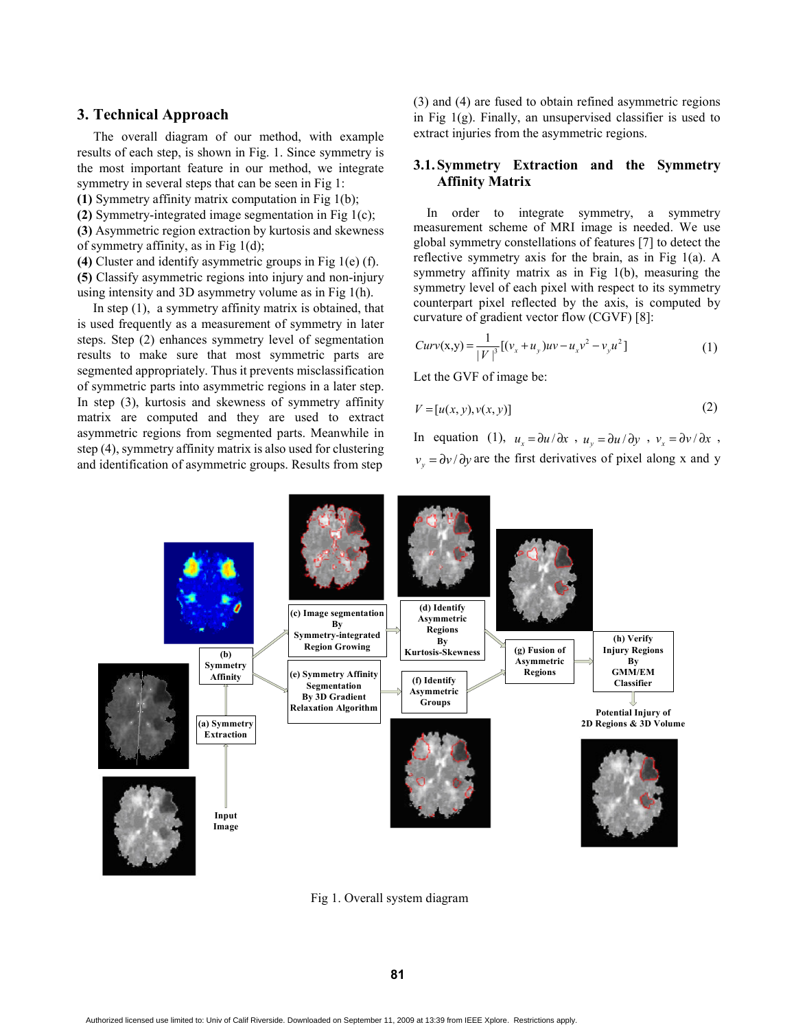## 3. Technical Approach

The overall diagram of our method, with example results of each step, is shown in Fig. 1. Since symmetry is the most important feature in our method, we integrate symmetry in several steps that can be seen in Fig 1:

**(1)** Symmetry affinity matrix computation in Fig 1(b);
**(2)** Symmetry-integrated image segmentation in Fig 1(c);
**(3)** Asymmetric region extraction by kurtosis and skewness of symmetry affinity, as in Fig 1(d);
**(4)** Cluster and identify asymmetric groups in Fig 1(e) (f).
**(5)** Classify asymmetric regions into injury and non-injury using intensity and 3D asymmetry volume as in Fig 1(h).

In step (1), a symmetry affinity matrix is obtained, that is used frequently as a measurement of symmetry in later steps. Step (2) enhances symmetry level of segmentation results to make sure that most symmetric parts are segmented appropriately. Thus it prevents misclassification of symmetric parts into asymmetric regions in a later step. In step (3), kurtosis and skewness of symmetry affinity matrix are computed and they are used to extract asymmetric regions from segmented parts. Meanwhile in step (4), symmetry affinity matrix is also used for clustering and identification of asymmetric groups. Results from step (3) and (4) are fused to obtain refined asymmetric regions in Fig 1(g). Finally, an unsupervised classifier is used to extract injuries from the asymmetric regions.

### 3.1. Symmetry Extraction and the Symmetry Affinity Matrix

In order to integrate symmetry, a symmetry measurement scheme of MRI image is needed. We use global symmetry constellations of features [7] to detect the reflective symmetry axis for the brain, as in Fig 1(a). A symmetry affinity matrix as in Fig 1(b), measuring the symmetry level of each pixel with respect to its symmetry counterpart pixel reflected by the axis, is computed by curvature of gradient vector flow (CGVF) [8]:

$$Curv(x,y) = \frac{1}{|V|^3}[(v_x + u_y)uv - u_x v^2 - v_y u^2] \tag{1}$$

Let the GVF of image be:

$$V = [u(x,y), v(x,y)] \tag{2}$$

In equation (1), $u_x = \partial u / \partial x$, $u_y = \partial u / \partial y$, $v_x = \partial v / \partial x$, $v_y = \partial v / \partial y$ are the first derivatives of pixel along x and y

Fig 1. Overall system diagram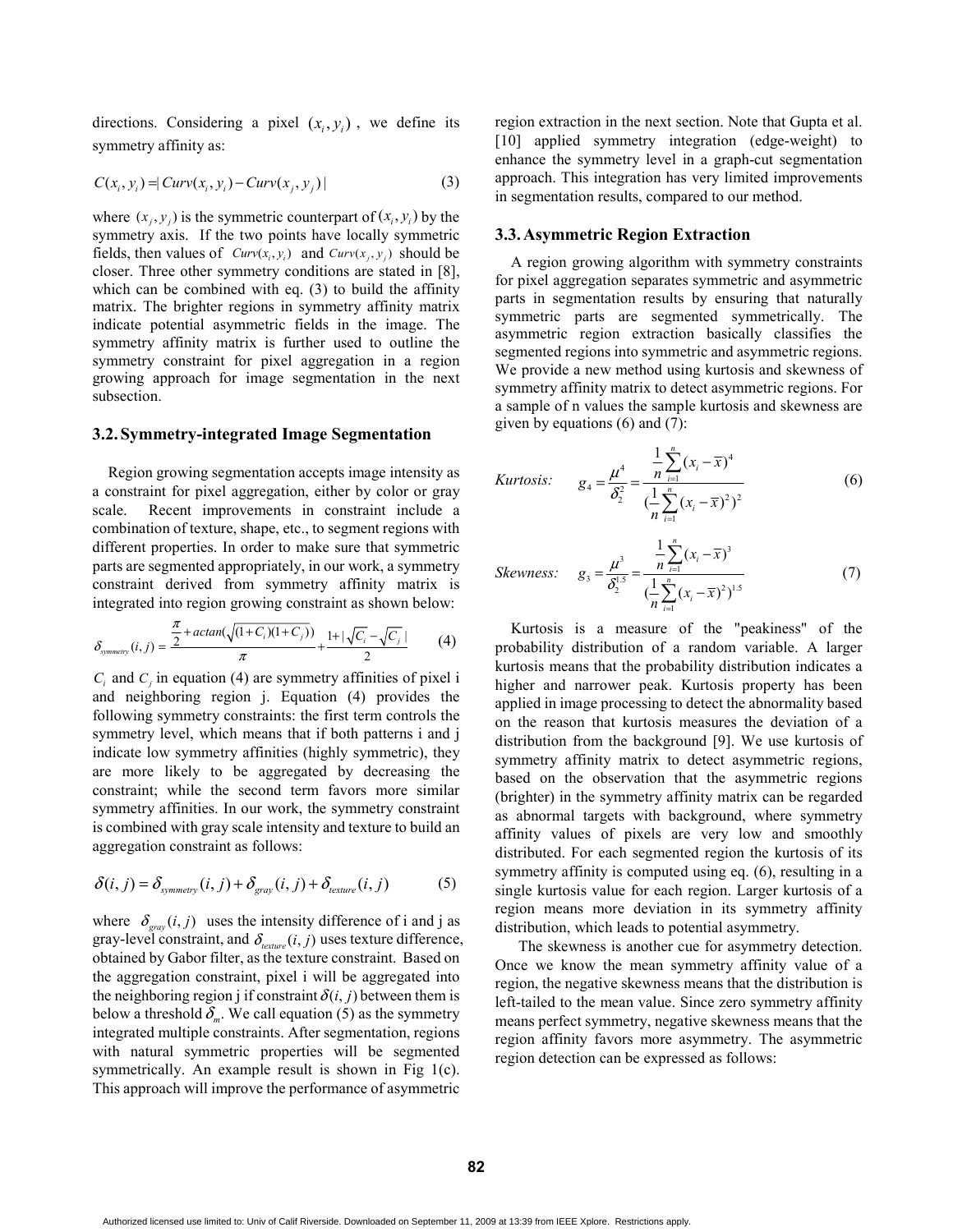directions. Considering a pixel $(x_i, y_i)$, we define its symmetry affinity as:

$$C(x_i, y_i) = |Curv(x_i, y_i) - Curv(x_j, y_j)| \tag{3}$$

where $(x_j, y_j)$ is the symmetric counterpart of $(x_i, y_i)$ by the symmetry axis. If the two points have locally symmetric fields, then values of $Curv(x_i, y_i)$ and $Curv(x_j, y_j)$ should be closer. Three other symmetry conditions are stated in [8], which can be combined with eq. (3) to build the affinity matrix. The brighter regions in symmetry affinity matrix indicate potential asymmetric fields in the image. The symmetry affinity matrix is further used to outline the symmetry constraint for pixel aggregation in a region growing approach for image segmentation in the next subsection.

### 3.2. Symmetry-integrated Image Segmentation

Region growing segmentation accepts image intensity as a constraint for pixel aggregation, either by color or gray scale. Recent improvements in constraint include a combination of texture, shape, etc., to segment regions with different properties. In order to make sure that symmetric parts are segmented appropriately, in our work, a symmetry constraint derived from symmetry affinity matrix is integrated into region growing constraint as shown below:

$$\delta_{symmetry}(i,j) = \frac{\frac{\pi}{2} + actan(\sqrt{(1+C_i)(1+C_j)})}{\pi} + \frac{1 + |\sqrt{C_i} - \sqrt{C_j}|}{2} \tag{4}$$

$C_i$ and $C_j$ in equation (4) are symmetry affinities of pixel i and neighboring region j. Equation (4) provides the following symmetry constraints: the first term controls the symmetry level, which means that if both patterns i and j indicate low symmetry affinities (highly symmetric), they are more likely to be aggregated by decreasing the constraint; while the second term favors more similar symmetry affinities. In our work, the symmetry constraint is combined with gray scale intensity and texture to build an aggregation constraint as follows:

$$\delta(i,j) = \delta_{symmetry}(i,j) + \delta_{gray}(i,j) + \delta_{texture}(i,j) \tag{5}$$

where $\delta_{gray}(i,j)$ uses the intensity difference of i and j as gray-level constraint, and $\delta_{texture}(i,j)$ uses texture difference, obtained by Gabor filter, as the texture constraint. Based on the aggregation constraint, pixel i will be aggregated into the neighboring region j if constraint $\delta(i,j)$ between them is below a threshold $\delta_m$. We call equation (5) as the symmetry integrated multiple constraints. After segmentation, regions with natural symmetric properties will be segmented symmetrically. An example result is shown in Fig 1(c). This approach will improve the performance of asymmetric region extraction in the next section. Note that Gupta et al. [10] applied symmetry integration (edge-weight) to enhance the symmetry level in a graph-cut segmentation approach. This integration has very limited improvements in segmentation results, compared to our method.

### 3.3. Asymmetric Region Extraction

A region growing algorithm with symmetry constraints for pixel aggregation separates symmetric and asymmetric parts in segmentation results by ensuring that naturally symmetric parts are segmented symmetrically. The asymmetric region extraction basically classifies the segmented regions into symmetric and asymmetric regions. We provide a new method using kurtosis and skewness of symmetry affinity matrix to detect asymmetric regions. For a sample of n values the sample kurtosis and skewness are given by equations (6) and (7):

$$\textit{Kurtosis:} \quad g_4 = \frac{\mu^4}{\delta_2^2} = \frac{\frac{1}{n}\sum_{i=1}^{n}(x_i - \bar{x})^4}{(\frac{1}{n}\sum_{i=1}^{n}(x_i - \bar{x})^2)^2} \tag{6}$$

$$\textit{Skewness:} \quad g_3 = \frac{\mu^3}{\delta_2^{1.5}} = \frac{\frac{1}{n}\sum_{i=1}^{n}(x_i - \bar{x})^3}{(\frac{1}{n}\sum_{i=1}^{n}(x_i - \bar{x})^2)^{1.5}} \tag{7}$$

Kurtosis is a measure of the "peakiness" of the probability distribution of a random variable. A larger kurtosis means that the probability distribution indicates a higher and narrower peak. Kurtosis property has been applied in image processing to detect the abnormality based on the reason that kurtosis measures the deviation of a distribution from the background [9]. We use kurtosis of symmetry affinity matrix to detect asymmetric regions, based on the observation that the asymmetric regions (brighter) in the symmetry affinity matrix can be regarded as abnormal targets with background, where symmetry affinity values of pixels are very low and smoothly distributed. For each segmented region the kurtosis of its symmetry affinity is computed using eq. (6), resulting in a single kurtosis value for each region. Larger kurtosis of a region means more deviation in its symmetry affinity distribution, which leads to potential asymmetry.

The skewness is another cue for asymmetry detection. Once we know the mean symmetry affinity value of a region, the negative skewness means that the distribution is left-tailed to the mean value. Since zero symmetry affinity means perfect symmetry, negative skewness means that the region affinity favors more asymmetry. The asymmetric region detection can be expressed as follows: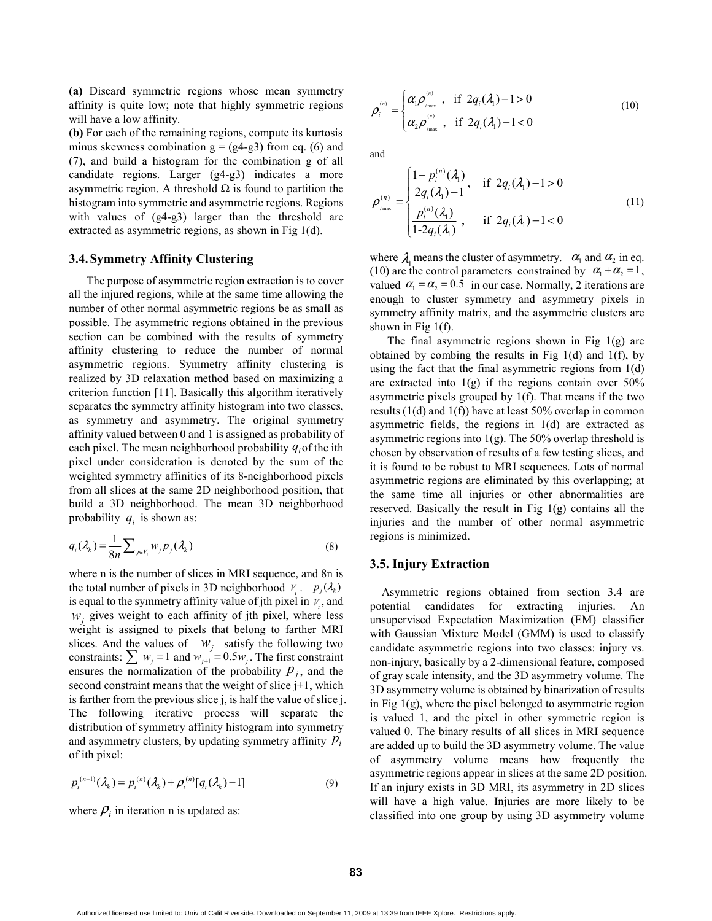**(a)** Discard symmetric regions whose mean symmetry affinity is quite low; note that highly symmetric regions will have a low affinity.

**(b)** For each of the remaining regions, compute its kurtosis minus skewness combination g = (g4-g3) from eq. (6) and (7), and build a histogram for the combination g of all candidate regions. Larger (g4-g3) indicates a more asymmetric region. A threshold Ω is found to partition the histogram into symmetric and asymmetric regions. Regions with values of (g4-g3) larger than the threshold are extracted as asymmetric regions, as shown in Fig 1(d).

## 3.4. Symmetry Affinity Clustering

The purpose of asymmetric region extraction is to cover all the injured regions, while at the same time allowing the number of other normal asymmetric regions be as small as possible. The asymmetric regions obtained in the previous section can be combined with the results of symmetry affinity clustering to reduce the number of normal asymmetric regions. Symmetry affinity clustering is realized by 3D relaxation method based on maximizing a criterion function [11]. Basically this algorithm iteratively separates the symmetry affinity histogram into two classes, as symmetry and asymmetry. The original symmetry affinity valued between 0 and 1 is assigned as probability of each pixel. The mean neighborhood probability $q_i$ of the ith pixel under consideration is denoted by the sum of the weighted symmetry affinities of its 8-neighborhood pixels from all slices at the same 2D neighborhood position, that build a 3D neighborhood. The mean 3D neighborhood probability $q_i$ is shown as:

$$q_i(\lambda_k) = \frac{1}{8n} \sum_{j \in V_i} w_j p_j(\lambda_k) \tag{8}$$

where n is the number of slices in MRI sequence, and 8n is the total number of pixels in 3D neighborhood $V_i$. $p_j(\lambda_k)$ is equal to the symmetry affinity value of jth pixel in $V_i$, and $w_j$ gives weight to each affinity of jth pixel, where less weight is assigned to pixels that belong to farther MRI slices. And the values of $w_j$ satisfy the following two constraints: $\sum w_j = 1$ and $w_{j+1} = 0.5 w_j$. The first constraint ensures the normalization of the probability $p_j$, and the second constraint means that the weight of slice j+1, which is farther from the previous slice j, is half the value of slice j. The following iterative process will separate the distribution of symmetry affinity histogram into symmetry and asymmetry clusters, by updating symmetry affinity $p_i$ of ith pixel:

$$p_i^{(n+1)}(\lambda_k) = p_i^{(n)}(\lambda_k) + \rho_i^{(n)}[q_i(\lambda_k) - 1] \tag{9}$$

where $\rho_i$ in iteration n is updated as:

$$\rho_i^{(n)} = \begin{cases} \alpha_1 \rho_{i\max}^{(n)}, & \text{if } 2q_i(\lambda_1) - 1 > 0 \\ \alpha_2 \rho_{i\max}^{(n)}, & \text{if } 2q_i(\lambda_1) - 1 < 0 \end{cases} \tag{10}$$

and

$$\rho_{i\max}^{(n)} = \begin{cases} \dfrac{1 - p_i^{(n)}(\lambda_1)}{2q_i(\lambda_1) - 1}, & \text{if } 2q_i(\lambda_1) - 1 > 0 \\ \dfrac{p_i^{(n)}(\lambda_1)}{1 - 2q_i(\lambda_1)}, & \text{if } 2q_i(\lambda_1) - 1 < 0 \end{cases} \tag{11}$$

where $\lambda_1$ means the cluster of asymmetry. $\alpha_1$ and $\alpha_2$ in eq. (10) are the control parameters constrained by $\alpha_1 + \alpha_2 = 1$, valued $\alpha_1 = \alpha_2 = 0.5$ in our case. Normally, 2 iterations are enough to cluster symmetry and asymmetry pixels in symmetry affinity matrix, and the asymmetric clusters are shown in Fig 1(f).

The final asymmetric regions shown in Fig 1(g) are obtained by combing the results in Fig 1(d) and 1(f), by using the fact that the final asymmetric regions from 1(d) are extracted into 1(g) if the regions contain over 50% asymmetric pixels grouped by 1(f). That means if the two results (1(d) and 1(f)) have at least 50% overlap in common asymmetric fields, the regions in 1(d) are extracted as asymmetric regions into 1(g). The 50% overlap threshold is chosen by observation of results of a few testing slices, and it is found to be robust to MRI sequences. Lots of normal asymmetric regions are eliminated by this overlapping; at the same time all injuries or other abnormalities are reserved. Basically the result in Fig 1(g) contains all the injuries and the number of other normal asymmetric regions is minimized.

## 3.5. Injury Extraction

Asymmetric regions obtained from section 3.4 are potential candidates for extracting injuries. An unsupervised Expectation Maximization (EM) classifier with Gaussian Mixture Model (GMM) is used to classify candidate asymmetric regions into two classes: injury vs. non-injury, basically by a 2-dimensional feature, composed of gray scale intensity, and the 3D asymmetry volume. The 3D asymmetry volume is obtained by binarization of results in Fig 1(g), where the pixel belonged to asymmetric region is valued 1, and the pixel in other symmetric region is valued 0. The binary results of all slices in MRI sequence are added up to build the 3D asymmetry volume. The value of asymmetry volume means how frequently the asymmetric regions appear in slices at the same 2D position. If an injury exists in 3D MRI, its asymmetry in 2D slices will have a high value. Injuries are more likely to be classified into one group by using 3D asymmetry volume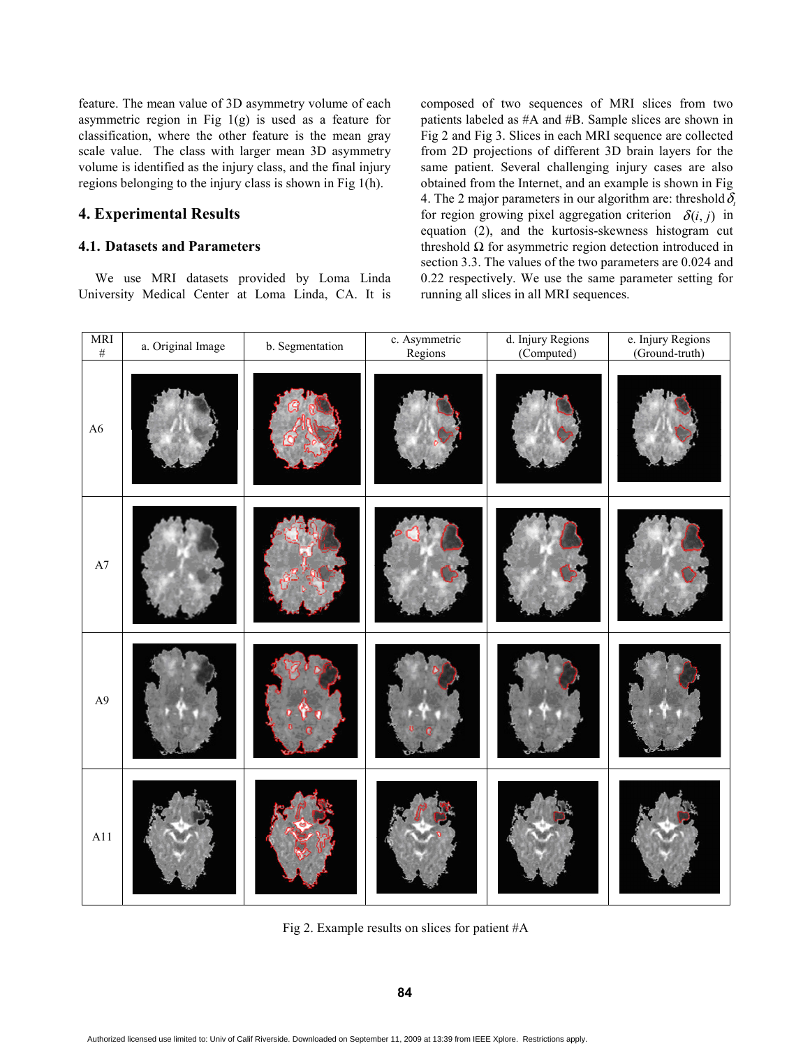feature. The mean value of 3D asymmetry volume of each asymmetric region in Fig 1(g) is used as a feature for classification, where the other feature is the mean gray scale value. The class with larger mean 3D asymmetry volume is identified as the injury class, and the final injury regions belonging to the injury class is shown in Fig 1(h).

## 4. Experimental Results

### 4.1. Datasets and Parameters

We use MRI datasets provided by Loma Linda University Medical Center at Loma Linda, CA. It is composed of two sequences of MRI slices from two patients labeled as #A and #B. Sample slices are shown in Fig 2 and Fig 3. Slices in each MRI sequence are collected from 2D projections of different 3D brain layers for the same patient. Several challenging injury cases are also obtained from the Internet, and an example is shown in Fig 4. The 2 major parameters in our algorithm are: threshold $\delta_t$ for region growing pixel aggregation criterion $\delta(i,j)$ in equation (2), and the kurtosis-skewness histogram cut threshold Ω for asymmetric region detection introduced in section 3.3. The values of the two parameters are 0.024 and 0.22 respectively. We use the same parameter setting for running all slices in all MRI sequences.

| MRI # | a. Original Image | b. Segmentation | c. Asymmetric Regions | d. Injury Regions (Computed) | e. Injury Regions (Ground-truth) |
|---|---|---|---|---|---|
| A6 | | | | | |
| A7 | | | | | |
| A9 | | | | | |
| A11 | | | | | |

Fig 2. Example results on slices for patient #A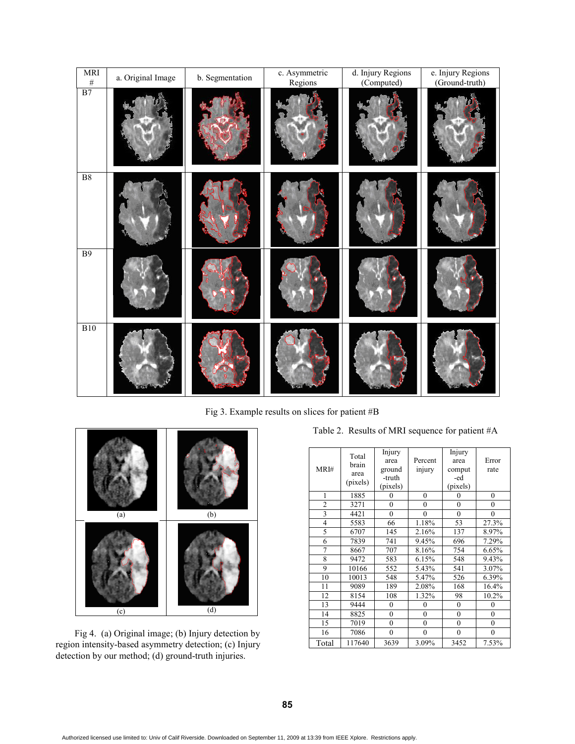| MRI # | a. Original Image | b. Segmentation | c. Asymmetric Regions | d. Injury Regions (Computed) | e. Injury Regions (Ground-truth) |
|---|---|---|---|---|---|
| B7 | | | | | |
| B8 | | | | | |
| B9 | | | | | |
| B10 | | | | | |

Fig 3. Example results on slices for patient #B

(a) (b) (c) (d)

Fig 4. (a) Original image; (b) Injury detection by region intensity-based asymmetry detection; (c) Injury detection by our method; (d) ground-truth injuries.

Table 2. Results of MRI sequence for patient #A

| MRI# | Total brain area (pixels) | Injury area ground-truth (pixels) | Percent injury | Injury area computed (pixels) | Error rate |
|---|---|---|---|---|---|
| 1 | 1885 | 0 | 0 | 0 | 0 |
| 2 | 3271 | 0 | 0 | 0 | 0 |
| 3 | 4421 | 0 | 0 | 0 | 0 |
| 4 | 5583 | 66 | 1.18% | 53 | 27.3% |
| 5 | 6707 | 145 | 2.16% | 137 | 8.97% |
| 6 | 7839 | 741 | 9.45% | 696 | 7.29% |
| 7 | 8667 | 707 | 8.16% | 754 | 6.65% |
| 8 | 9472 | 583 | 6.15% | 548 | 9.43% |
| 9 | 10166 | 552 | 5.43% | 541 | 3.07% |
| 10 | 10013 | 548 | 5.47% | 526 | 6.39% |
| 11 | 9089 | 189 | 2.08% | 168 | 16.4% |
| 12 | 8154 | 108 | 1.32% | 98 | 10.2% |
| 13 | 9444 | 0 | 0 | 0 | 0 |
| 14 | 8825 | 0 | 0 | 0 | 0 |
| 15 | 7019 | 0 | 0 | 0 | 0 |
| 16 | 7086 | 0 | 0 | 0 | 0 |
| Total | 117640 | 3639 | 3.09% | 3452 | 7.53% |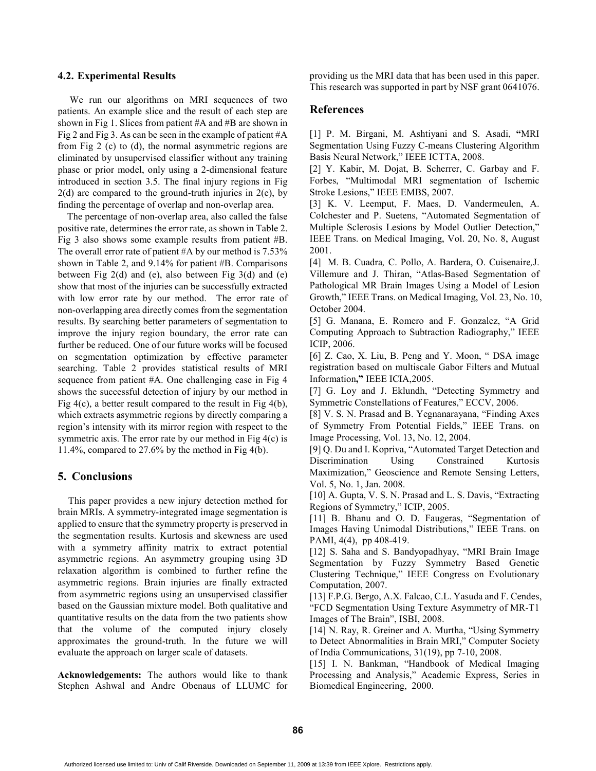### 4.2. Experimental Results

We run our algorithms on MRI sequences of two patients. An example slice and the result of each step are shown in Fig 1. Slices from patient #A and #B are shown in Fig 2 and Fig 3. As can be seen in the example of patient #A from Fig 2 (c) to (d), the normal asymmetric regions are eliminated by unsupervised classifier without any training phase or prior model, only using a 2-dimensional feature introduced in section 3.5. The final injury regions in Fig 2(d) are compared to the ground-truth injuries in 2(e), by finding the percentage of overlap and non-overlap area.

The percentage of non-overlap area, also called the false positive rate, determines the error rate, as shown in Table 2. Fig 3 also shows some example results from patient #B. The overall error rate of patient #A by our method is 7.53% shown in Table 2, and 9.14% for patient #B. Comparisons between Fig 2(d) and (e), also between Fig 3(d) and (e) show that most of the injuries can be successfully extracted with low error rate by our method. The error rate of non-overlapping area directly comes from the segmentation results. By searching better parameters of segmentation to improve the injury region boundary, the error rate can further be reduced. One of our future works will be focused on segmentation optimization by effective parameter searching. Table 2 provides statistical results of MRI sequence from patient #A. One challenging case in Fig 4 shows the successful detection of injury by our method in Fig 4(c), a better result compared to the result in Fig 4(b), which extracts asymmetric regions by directly comparing a region's intensity with its mirror region with respect to the symmetric axis. The error rate by our method in Fig 4(c) is 11.4%, compared to 27.6% by the method in Fig 4(b).

## 5. Conclusions

This paper provides a new injury detection method for brain MRIs. A symmetry-integrated image segmentation is applied to ensure that the symmetry property is preserved in the segmentation results. Kurtosis and skewness are used with a symmetry affinity matrix to extract potential asymmetric regions. An asymmetry grouping using 3D relaxation algorithm is combined to further refine the asymmetric regions. Brain injuries are finally extracted from asymmetric regions using an unsupervised classifier based on the Gaussian mixture model. Both qualitative and quantitative results on the data from the two patients show that the volume of the computed injury closely approximates the ground-truth. In the future we will evaluate the approach on larger scale of datasets.

**Acknowledgements:** The authors would like to thank Stephen Ashwal and Andre Obenaus of LLUMC for providing us the MRI data that has been used in this paper. This research was supported in part by NSF grant 0641076.

## References

[1] P. M. Birgani, M. Ashtiyani and S. Asadi, "MRI Segmentation Using Fuzzy C-means Clustering Algorithm Basis Neural Network," IEEE ICTTA, 2008.

[2] Y. Kabir, M. Dojat, B. Scherrer, C. Garbay and F. Forbes, "Multimodal MRI segmentation of Ischemic Stroke Lesions," IEEE EMBS, 2007.

[3] K. V. Leemput, F. Maes, D. Vandermeulen, A. Colchester and P. Suetens, "Automated Segmentation of Multiple Sclerosis Lesions by Model Outlier Detection," IEEE Trans. on Medical Imaging, Vol. 20, No. 8, August 2001.

[4] M. B. Cuadra, C. Pollo, A. Bardera, O. Cuisenaire, J. Villemure and J. Thiran, "Atlas-Based Segmentation of Pathological MR Brain Images Using a Model of Lesion Growth," IEEE Trans. on Medical Imaging, Vol. 23, No. 10, October 2004.

[5] G. Manana, E. Romero and F. Gonzalez, "A Grid Computing Approach to Subtraction Radiography," IEEE ICIP, 2006.

[6] Z. Cao, X. Liu, B. Peng and Y. Moon, " DSA image registration based on multiscale Gabor Filters and Mutual Information," IEEE ICIA, 2005.

[7] G. Loy and J. Eklundh, "Detecting Symmetry and Symmetric Constellations of Features," ECCV, 2006.

[8] V. S. N. Prasad and B. Yegnanarayana, "Finding Axes of Symmetry From Potential Fields," IEEE Trans. on Image Processing, Vol. 13, No. 12, 2004.

[9] Q. Du and I. Kopriva, "Automated Target Detection and Discrimination Using Constrained Kurtosis Maximization," Geoscience and Remote Sensing Letters, Vol. 5, No. 1, Jan. 2008.

[10] A. Gupta, V. S. N. Prasad and L. S. Davis, "Extracting Regions of Symmetry," ICIP, 2005.

[11] B. Bhanu and O. D. Faugeras, "Segmentation of Images Having Unimodal Distributions," IEEE Trans. on PAMI, 4(4), pp 408-419.

[12] S. Saha and S. Bandyopadhyay, "MRI Brain Image Segmentation by Fuzzy Symmetry Based Genetic Clustering Technique," IEEE Congress on Evolutionary Computation, 2007.

[13] F.P.G. Bergo, A.X. Falcao, C.L. Yasuda and F. Cendes, "FCD Segmentation Using Texture Asymmetry of MR-T1 Images of The Brain", ISBI, 2008.

[14] N. Ray, R. Greiner and A. Murtha, "Using Symmetry to Detect Abnormalities in Brain MRI," Computer Society of India Communications, 31(19), pp 7-10, 2008.

[15] I. N. Bankman, "Handbook of Medical Imaging Processing and Analysis," Academic Express, Series in Biomedical Engineering, 2000.